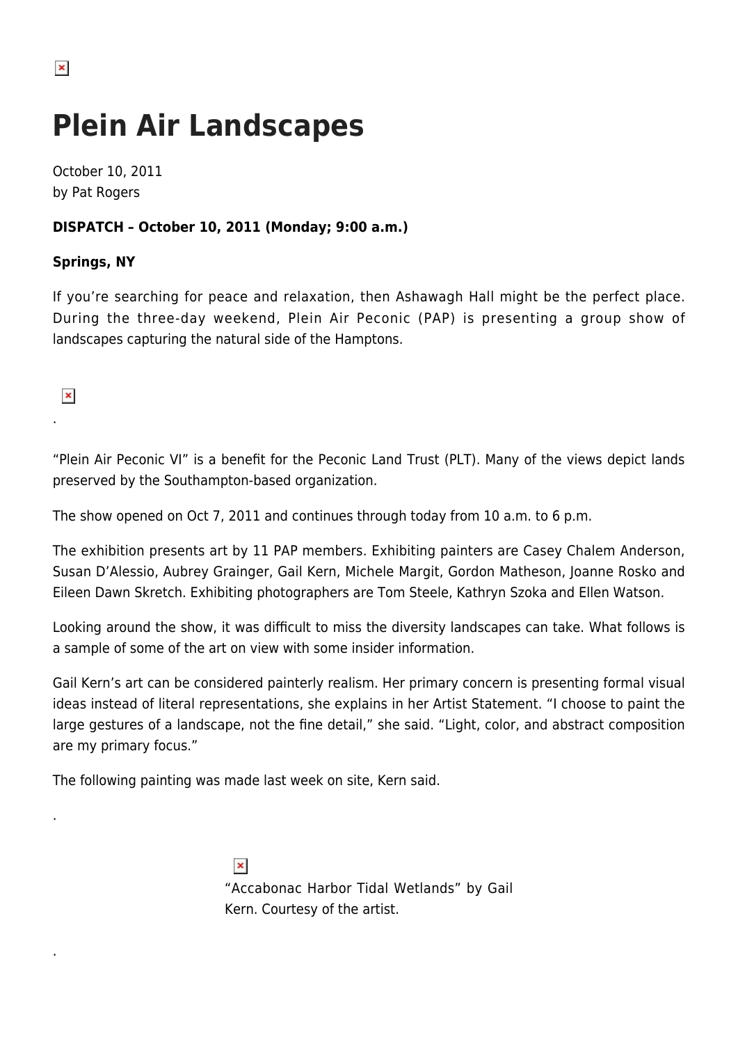# Plein Air Landscapes

October 10, 2011
by Pat Rogers

**DISPATCH – October 10, 2011 (Monday; 9:00 a.m.)**

**Springs, NY**

If you're searching for peace and relaxation, then Ashawagh Hall might be the perfect place. During the three-day weekend, Plein Air Peconic (PAP) is presenting a group show of landscapes capturing the natural side of the Hamptons.

.

"Plein Air Peconic VI" is a benefit for the Peconic Land Trust (PLT). Many of the views depict lands preserved by the Southampton-based organization.

The show opened on Oct 7, 2011 and continues through today from 10 a.m. to 6 p.m.

The exhibition presents art by 11 PAP members. Exhibiting painters are Casey Chalem Anderson, Susan D'Alessio, Aubrey Grainger, Gail Kern, Michele Margit, Gordon Matheson, Joanne Rosko and Eileen Dawn Skretch. Exhibiting photographers are Tom Steele, Kathryn Szoka and Ellen Watson.

Looking around the show, it was difficult to miss the diversity landscapes can take. What follows is a sample of some of the art on view with some insider information.

Gail Kern's art can be considered painterly realism. Her primary concern is presenting formal visual ideas instead of literal representations, she explains in her Artist Statement. "I choose to paint the large gestures of a landscape, not the fine detail," she said. "Light, color, and abstract composition are my primary focus."

The following painting was made last week on site, Kern said.

.

"Accabonac Harbor Tidal Wetlands" by Gail Kern. Courtesy of the artist.

.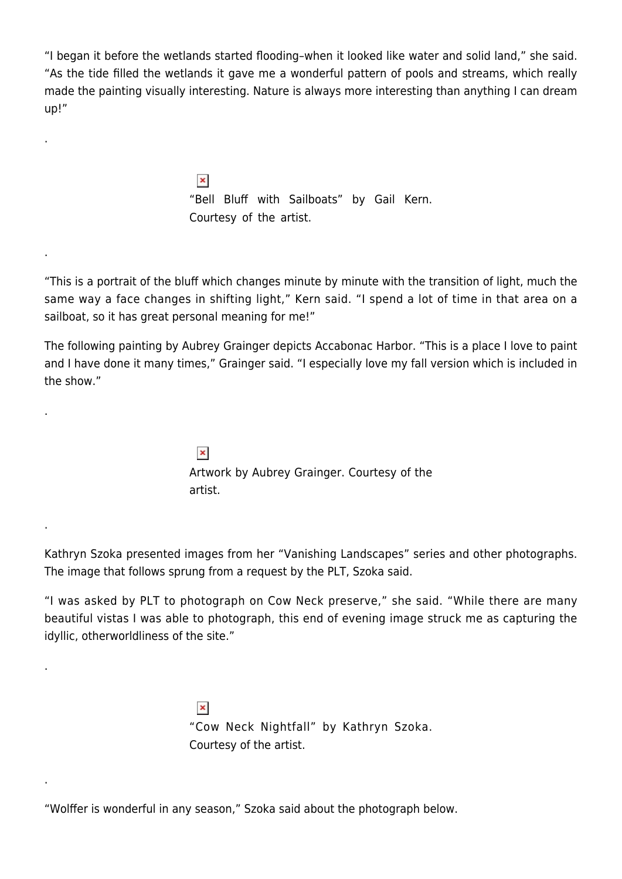"I began it before the wetlands started flooding–when it looked like water and solid land," she said. "As the tide filled the wetlands it gave me a wonderful pattern of pools and streams, which really made the painting visually interesting. Nature is always more interesting than anything I can dream up!"

.

"Bell Bluff with Sailboats" by Gail Kern. Courtesy of the artist.

.

"This is a portrait of the bluff which changes minute by minute with the transition of light, much the same way a face changes in shifting light," Kern said. "I spend a lot of time in that area on a sailboat, so it has great personal meaning for me!"

The following painting by Aubrey Grainger depicts Accabonac Harbor. "This is a place I love to paint and I have done it many times," Grainger said. "I especially love my fall version which is included in the show."

.

Artwork by Aubrey Grainger. Courtesy of the artist.

.

Kathryn Szoka presented images from her "Vanishing Landscapes" series and other photographs. The image that follows sprung from a request by the PLT, Szoka said.

"I was asked by PLT to photograph on Cow Neck preserve," she said. "While there are many beautiful vistas I was able to photograph, this end of evening image struck me as capturing the idyllic, otherworldliness of the site."

.

"Cow Neck Nightfall" by Kathryn Szoka. Courtesy of the artist.

.

"Wolffer is wonderful in any season," Szoka said about the photograph below.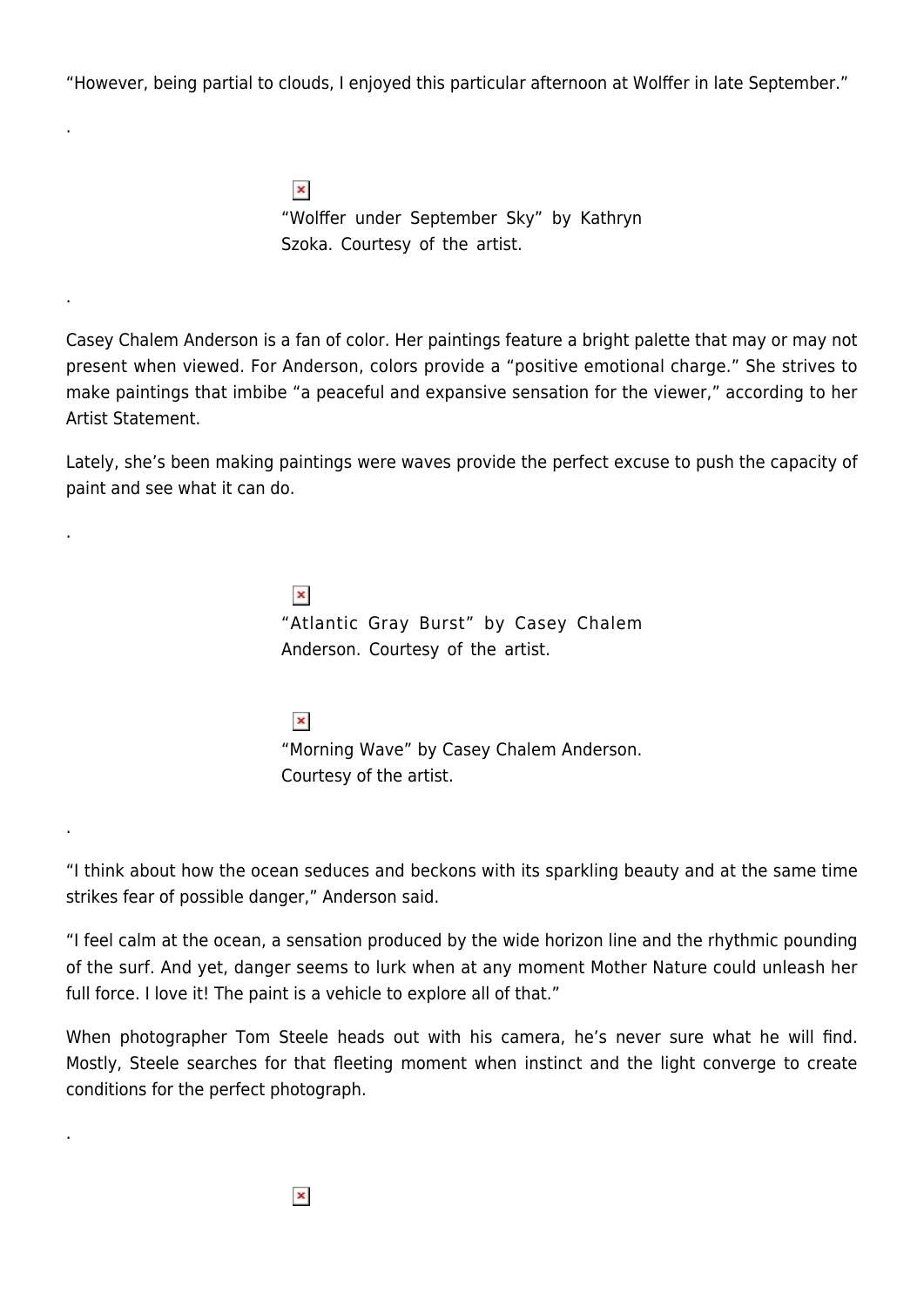"However, being partial to clouds, I enjoyed this particular afternoon at Wolffer in late September."

.

"Wolffer under September Sky" by Kathryn Szoka. Courtesy of the artist.

.

Casey Chalem Anderson is a fan of color. Her paintings feature a bright palette that may or may not present when viewed. For Anderson, colors provide a "positive emotional charge." She strives to make paintings that imbibe "a peaceful and expansive sensation for the viewer," according to her Artist Statement.

Lately, she's been making paintings were waves provide the perfect excuse to push the capacity of paint and see what it can do.

.

"Atlantic Gray Burst" by Casey Chalem Anderson. Courtesy of the artist.

"Morning Wave" by Casey Chalem Anderson. Courtesy of the artist.

.

"I think about how the ocean seduces and beckons with its sparkling beauty and at the same time strikes fear of possible danger," Anderson said.

"I feel calm at the ocean, a sensation produced by the wide horizon line and the rhythmic pounding of the surf. And yet, danger seems to lurk when at any moment Mother Nature could unleash her full force. I love it! The paint is a vehicle to explore all of that."

When photographer Tom Steele heads out with his camera, he's never sure what he will find. Mostly, Steele searches for that fleeting moment when instinct and the light converge to create conditions for the perfect photograph.

.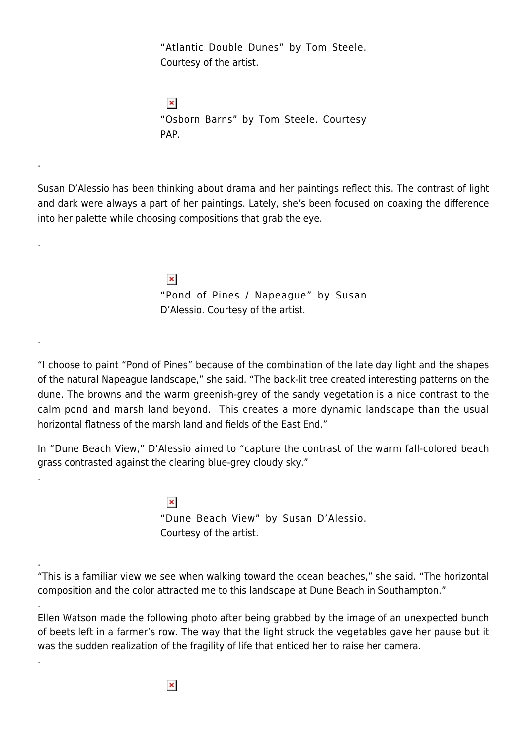"Atlantic Double Dunes" by Tom Steele. Courtesy of the artist.

"Osborn Barns" by Tom Steele. Courtesy PAP.

.

Susan D'Alessio has been thinking about drama and her paintings reflect this. The contrast of light and dark were always a part of her paintings. Lately, she's been focused on coaxing the difference into her palette while choosing compositions that grab the eye.

.

"Pond of Pines / Napeague" by Susan D'Alessio. Courtesy of the artist.

.

"I choose to paint "Pond of Pines" because of the combination of the late day light and the shapes of the natural Napeague landscape," she said. "The back-lit tree created interesting patterns on the dune. The browns and the warm greenish-grey of the sandy vegetation is a nice contrast to the calm pond and marsh land beyond. This creates a more dynamic landscape than the usual horizontal flatness of the marsh land and fields of the East End."

In "Dune Beach View," D'Alessio aimed to "capture the contrast of the warm fall-colored beach grass contrasted against the clearing blue-grey cloudy sky."

.

"Dune Beach View" by Susan D'Alessio. Courtesy of the artist.

.

"This is a familiar view we see when walking toward the ocean beaches," she said. "The horizontal composition and the color attracted me to this landscape at Dune Beach in Southampton."

.

Ellen Watson made the following photo after being grabbed by the image of an unexpected bunch of beets left in a farmer's row. The way that the light struck the vegetables gave her pause but it was the sudden realization of the fragility of life that enticed her to raise her camera.

.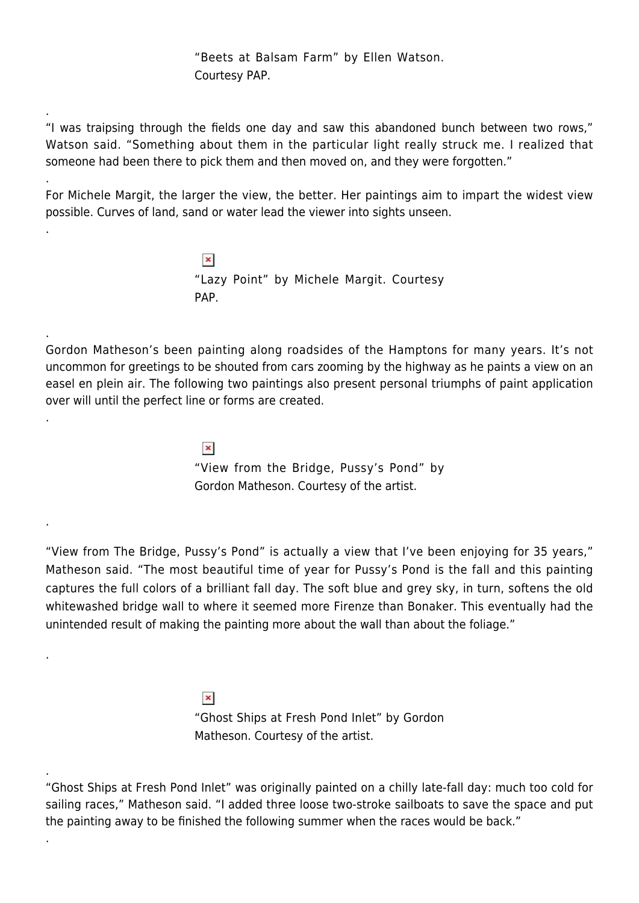"Beets at Balsam Farm" by Ellen Watson. Courtesy PAP.

.

"I was traipsing through the fields one day and saw this abandoned bunch between two rows," Watson said. "Something about them in the particular light really struck me. I realized that someone had been there to pick them and then moved on, and they were forgotten."

.

For Michele Margit, the larger the view, the better. Her paintings aim to impart the widest view possible. Curves of land, sand or water lead the viewer into sights unseen.

.

"Lazy Point" by Michele Margit. Courtesy PAP.

.

Gordon Matheson's been painting along roadsides of the Hamptons for many years. It's not uncommon for greetings to be shouted from cars zooming by the highway as he paints a view on an easel en plein air. The following two paintings also present personal triumphs of paint application over will until the perfect line or forms are created.

.

"View from the Bridge, Pussy's Pond" by Gordon Matheson. Courtesy of the artist.

.

"View from The Bridge, Pussy's Pond" is actually a view that I've been enjoying for 35 years," Matheson said. "The most beautiful time of year for Pussy's Pond is the fall and this painting captures the full colors of a brilliant fall day. The soft blue and grey sky, in turn, softens the old whitewashed bridge wall to where it seemed more Firenze than Bonaker. This eventually had the unintended result of making the painting more about the wall than about the foliage."

.

"Ghost Ships at Fresh Pond Inlet" by Gordon Matheson. Courtesy of the artist.

.

"Ghost Ships at Fresh Pond Inlet" was originally painted on a chilly late-fall day: much too cold for sailing races," Matheson said. "I added three loose two-stroke sailboats to save the space and put the painting away to be finished the following summer when the races would be back."

.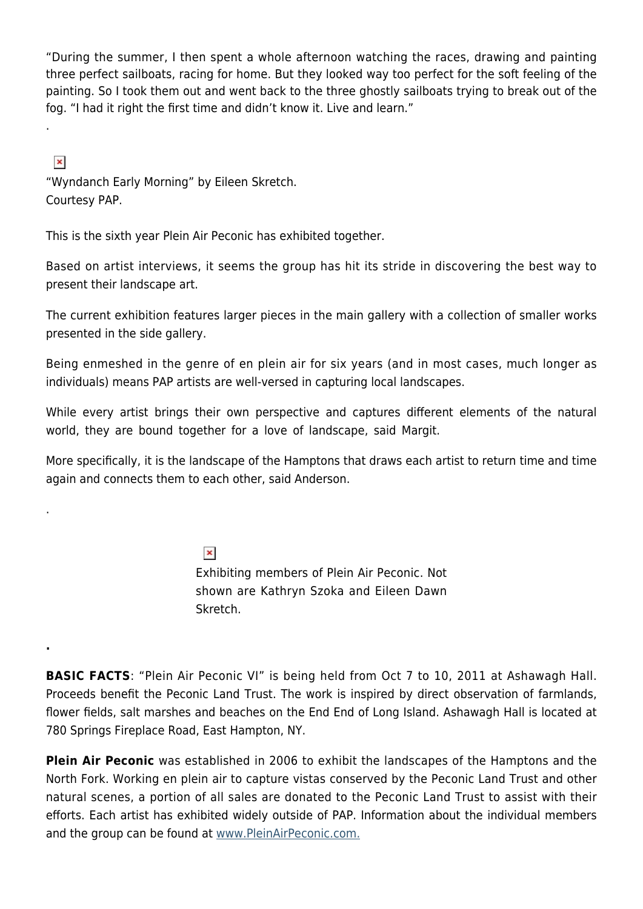"During the summer, I then spent a whole afternoon watching the races, drawing and painting three perfect sailboats, racing for home. But they looked way too perfect for the soft feeling of the painting. So I took them out and went back to the three ghostly sailboats trying to break out of the fog. "I had it right the first time and didn't know it. Live and learn."

.

"Wyndanch Early Morning" by Eileen Skretch.
Courtesy PAP.

This is the sixth year Plein Air Peconic has exhibited together.

Based on artist interviews, it seems the group has hit its stride in discovering the best way to present their landscape art.

The current exhibition features larger pieces in the main gallery with a collection of smaller works presented in the side gallery.

Being enmeshed in the genre of en plein air for six years (and in most cases, much longer as individuals) means PAP artists are well-versed in capturing local landscapes.

While every artist brings their own perspective and captures different elements of the natural world, they are bound together for a love of landscape, said Margit.

More specifically, it is the landscape of the Hamptons that draws each artist to return time and time again and connects them to each other, said Anderson.

.

Exhibiting members of Plein Air Peconic. Not shown are Kathryn Szoka and Eileen Dawn Skretch.

**.**

**BASIC FACTS**: "Plein Air Peconic VI" is being held from Oct 7 to 10, 2011 at Ashawagh Hall. Proceeds benefit the Peconic Land Trust. The work is inspired by direct observation of farmlands, flower fields, salt marshes and beaches on the End End of Long Island. Ashawagh Hall is located at 780 Springs Fireplace Road, East Hampton, NY.

**Plein Air Peconic** was established in 2006 to exhibit the landscapes of the Hamptons and the North Fork. Working en plein air to capture vistas conserved by the Peconic Land Trust and other natural scenes, a portion of all sales are donated to the Peconic Land Trust to assist with their efforts. Each artist has exhibited widely outside of PAP. Information about the individual members and the group can be found at [www.PleinAirPeconic.com.](http://www.PleinAirPeconic.com)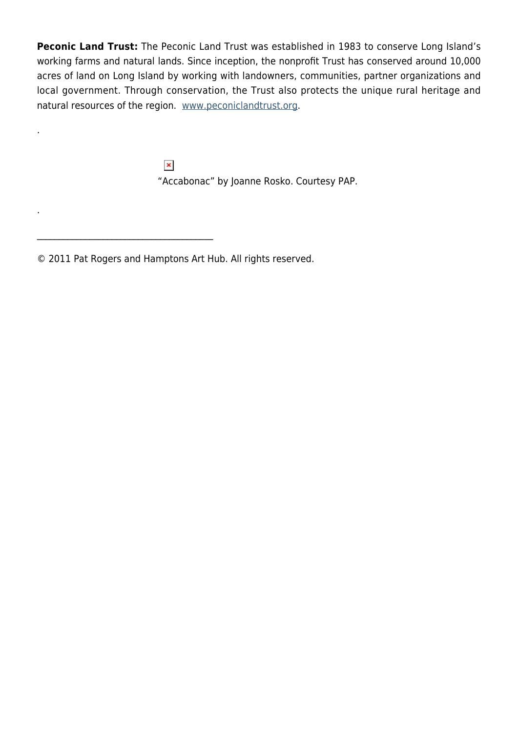**Peconic Land Trust:** The Peconic Land Trust was established in 1983 to conserve Long Island's working farms and natural lands. Since inception, the nonprofit Trust has conserved around 10,000 acres of land on Long Island by working with landowners, communities, partner organizations and local government. Through conservation, the Trust also protects the unique rural heritage and natural resources of the region. www.peconiclandtrust.org.

.

"Accabonac" by Joanne Rosko. Courtesy PAP.

.

___________________________________

© 2011 Pat Rogers and Hamptons Art Hub. All rights reserved.